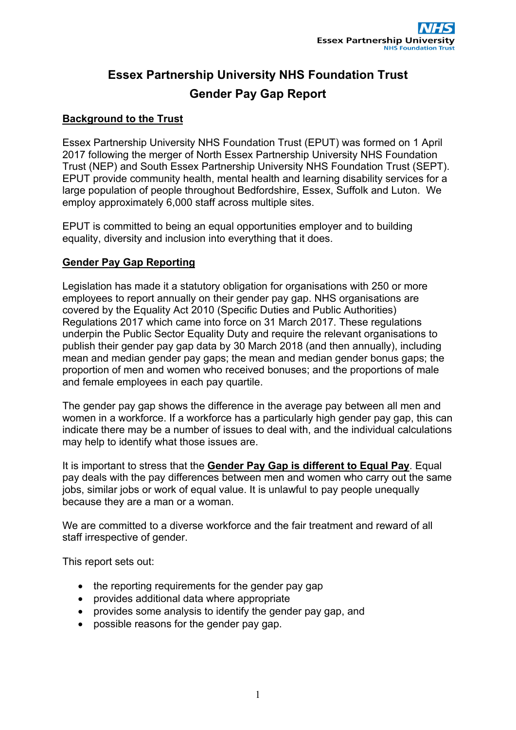# Essex Partnership University NHS Foundation Trust
# Gender Pay Gap Report

## Background to the Trust

Essex Partnership University NHS Foundation Trust (EPUT) was formed on 1 April 2017 following the merger of North Essex Partnership University NHS Foundation Trust (NEP) and South Essex Partnership University NHS Foundation Trust (SEPT). EPUT provide community health, mental health and learning disability services for a large population of people throughout Bedfordshire, Essex, Suffolk and Luton. We employ approximately 6,000 staff across multiple sites.

EPUT is committed to being an equal opportunities employer and to building equality, diversity and inclusion into everything that it does.

## Gender Pay Gap Reporting

Legislation has made it a statutory obligation for organisations with 250 or more employees to report annually on their gender pay gap. NHS organisations are covered by the Equality Act 2010 (Specific Duties and Public Authorities) Regulations 2017 which came into force on 31 March 2017. These regulations underpin the Public Sector Equality Duty and require the relevant organisations to publish their gender pay gap data by 30 March 2018 (and then annually), including mean and median gender pay gaps; the mean and median gender bonus gaps; the proportion of men and women who received bonuses; and the proportions of male and female employees in each pay quartile.

The gender pay gap shows the difference in the average pay between all men and women in a workforce. If a workforce has a particularly high gender pay gap, this can indicate there may be a number of issues to deal with, and the individual calculations may help to identify what those issues are.

It is important to stress that the **Gender Pay Gap is different to Equal Pay**. Equal pay deals with the pay differences between men and women who carry out the same jobs, similar jobs or work of equal value. It is unlawful to pay people unequally because they are a man or a woman.

We are committed to a diverse workforce and the fair treatment and reward of all staff irrespective of gender.

This report sets out:

- the reporting requirements for the gender pay gap
- provides additional data where appropriate
- provides some analysis to identify the gender pay gap, and
- possible reasons for the gender pay gap.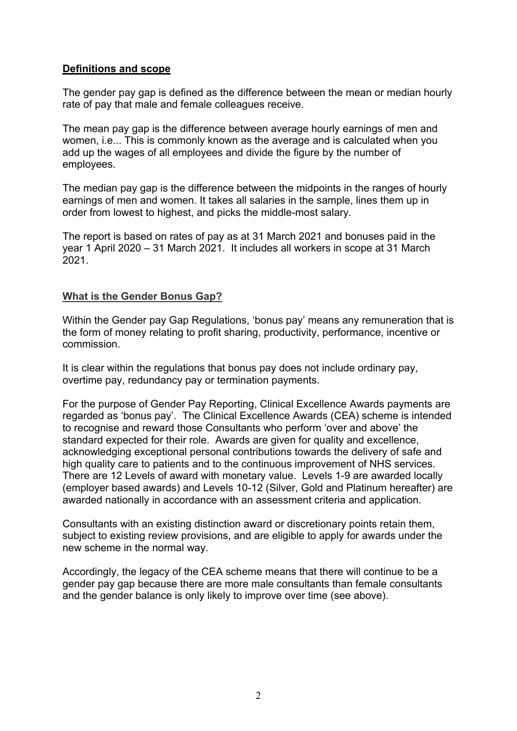**Definitions and scope**

The gender pay gap is defined as the difference between the mean or median hourly rate of pay that male and female colleagues receive.

The mean pay gap is the difference between average hourly earnings of men and women, i.e... This is commonly known as the average and is calculated when you add up the wages of all employees and divide the figure by the number of employees.

The median pay gap is the difference between the midpoints in the ranges of hourly earnings of men and women. It takes all salaries in the sample, lines them up in order from lowest to highest, and picks the middle-most salary.

The report is based on rates of pay as at 31 March 2021 and bonuses paid in the year 1 April 2020 – 31 March 2021. It includes all workers in scope at 31 March 2021.

**What is the Gender Bonus Gap?**

Within the Gender pay Gap Regulations, 'bonus pay' means any remuneration that is the form of money relating to profit sharing, productivity, performance, incentive or commission.

It is clear within the regulations that bonus pay does not include ordinary pay, overtime pay, redundancy pay or termination payments.

For the purpose of Gender Pay Reporting, Clinical Excellence Awards payments are regarded as 'bonus pay'. The Clinical Excellence Awards (CEA) scheme is intended to recognise and reward those Consultants who perform 'over and above' the standard expected for their role. Awards are given for quality and excellence, acknowledging exceptional personal contributions towards the delivery of safe and high quality care to patients and to the continuous improvement of NHS services. There are 12 Levels of award with monetary value. Levels 1-9 are awarded locally (employer based awards) and Levels 10-12 (Silver, Gold and Platinum hereafter) are awarded nationally in accordance with an assessment criteria and application.

Consultants with an existing distinction award or discretionary points retain them, subject to existing review provisions, and are eligible to apply for awards under the new scheme in the normal way.

Accordingly, the legacy of the CEA scheme means that there will continue to be a gender pay gap because there are more male consultants than female consultants and the gender balance is only likely to improve over time (see above).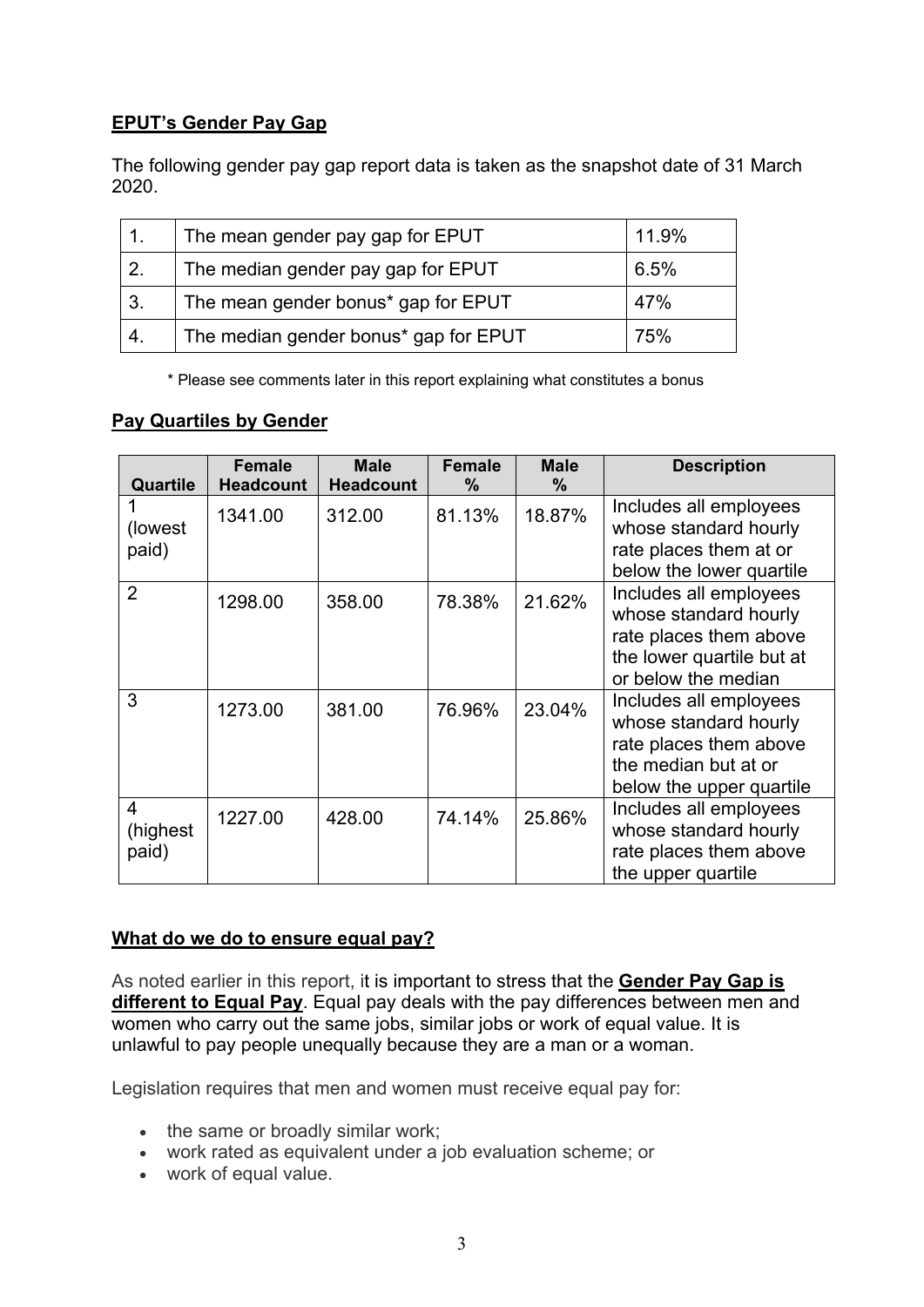## **EPUT's Gender Pay Gap**

The following gender pay gap report data is taken as the snapshot date of 31 March 2020.

| | | |
|---|---|---|
| 1. | The mean gender pay gap for EPUT | 11.9% |
| 2. | The median gender pay gap for EPUT | 6.5% |
| 3. | The mean gender bonus* gap for EPUT | 47% |
| 4. | The median gender bonus* gap for EPUT | 75% |

\* Please see comments later in this report explaining what constitutes a bonus

## **Pay Quartiles by Gender**

| Quartile | Female Headcount | Male Headcount | Female % | Male % | Description |
|---|---|---|---|---|---|
| 1 (lowest paid) | 1341.00 | 312.00 | 81.13% | 18.87% | Includes all employees whose standard hourly rate places them at or below the lower quartile |
| 2 | 1298.00 | 358.00 | 78.38% | 21.62% | Includes all employees whose standard hourly rate places them above the lower quartile but at or below the median |
| 3 | 1273.00 | 381.00 | 76.96% | 23.04% | Includes all employees whose standard hourly rate places them above the median but at or below the upper quartile |
| 4 (highest paid) | 1227.00 | 428.00 | 74.14% | 25.86% | Includes all employees whose standard hourly rate places them above the upper quartile |

## **What do we do to ensure equal pay?**

As noted earlier in this report, it is important to stress that the **Gender Pay Gap is different to Equal Pay**. Equal pay deals with the pay differences between men and women who carry out the same jobs, similar jobs or work of equal value. It is unlawful to pay people unequally because they are a man or a woman.

Legislation requires that men and women must receive equal pay for:

- the same or broadly similar work;
- work rated as equivalent under a job evaluation scheme; or
- work of equal value.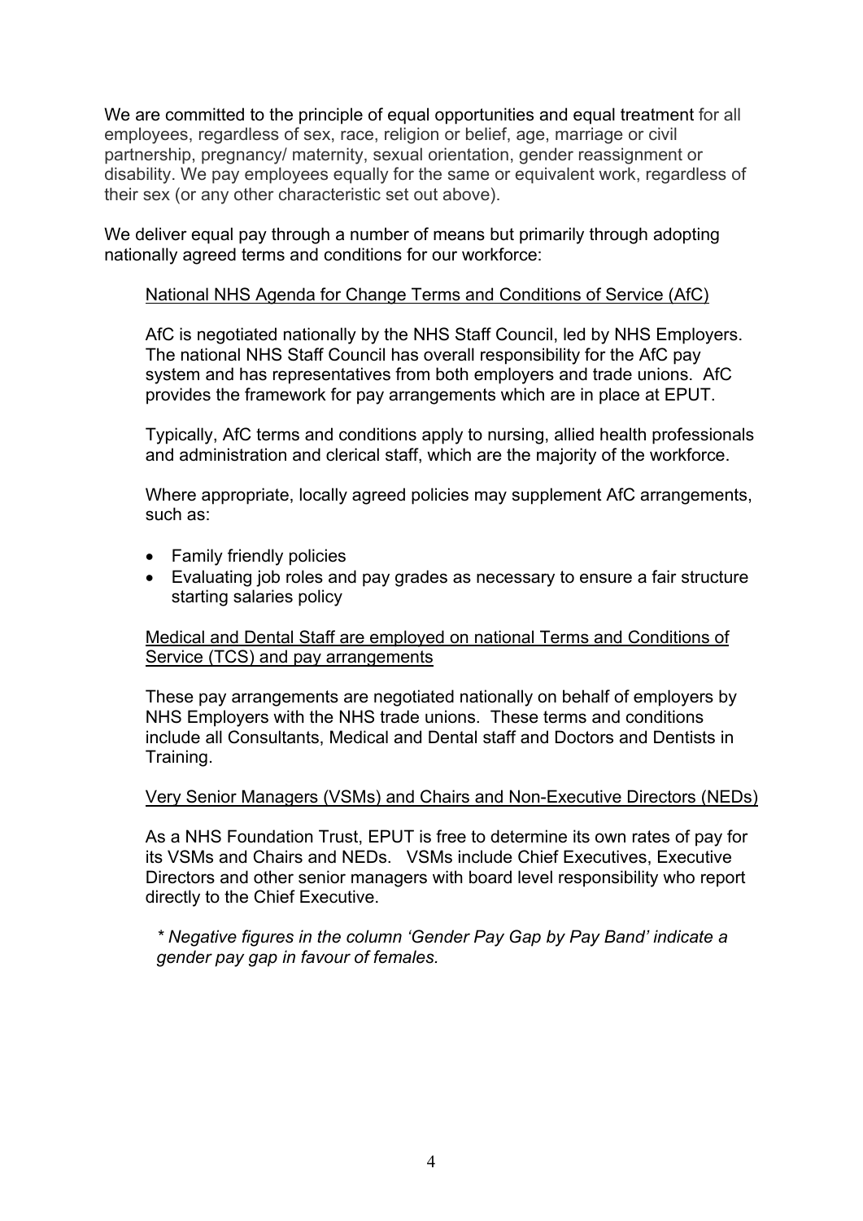We are committed to the principle of equal opportunities and equal treatment for all employees, regardless of sex, race, religion or belief, age, marriage or civil partnership, pregnancy/ maternity, sexual orientation, gender reassignment or disability. We pay employees equally for the same or equivalent work, regardless of their sex (or any other characteristic set out above).

We deliver equal pay through a number of means but primarily through adopting nationally agreed terms and conditions for our workforce:

National NHS Agenda for Change Terms and Conditions of Service (AfC)

AfC is negotiated nationally by the NHS Staff Council, led by NHS Employers. The national NHS Staff Council has overall responsibility for the AfC pay system and has representatives from both employers and trade unions. AfC provides the framework for pay arrangements which are in place at EPUT.

Typically, AfC terms and conditions apply to nursing, allied health professionals and administration and clerical staff, which are the majority of the workforce.

Where appropriate, locally agreed policies may supplement AfC arrangements, such as:

- Family friendly policies
- Evaluating job roles and pay grades as necessary to ensure a fair structure starting salaries policy

Medical and Dental Staff are employed on national Terms and Conditions of Service (TCS) and pay arrangements

These pay arrangements are negotiated nationally on behalf of employers by NHS Employers with the NHS trade unions. These terms and conditions include all Consultants, Medical and Dental staff and Doctors and Dentists in Training.

Very Senior Managers (VSMs) and Chairs and Non-Executive Directors (NEDs)

As a NHS Foundation Trust, EPUT is free to determine its own rates of pay for its VSMs and Chairs and NEDs. VSMs include Chief Executives, Executive Directors and other senior managers with board level responsibility who report directly to the Chief Executive.

*\* Negative figures in the column 'Gender Pay Gap by Pay Band' indicate a gender pay gap in favour of females.*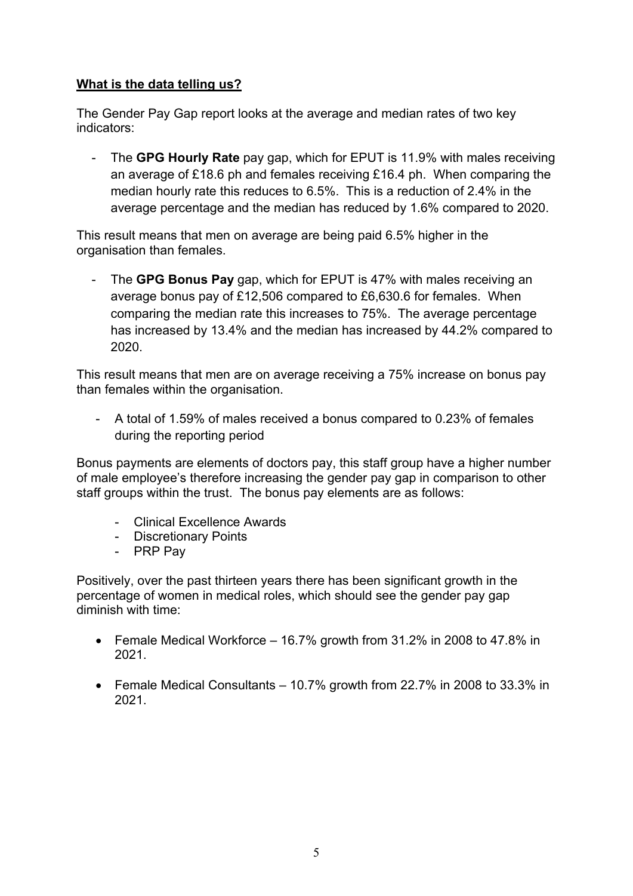**What is the data telling us?**

The Gender Pay Gap report looks at the average and median rates of two key indicators:

- The **GPG Hourly Rate** pay gap, which for EPUT is 11.9% with males receiving an average of £18.6 ph and females receiving £16.4 ph. When comparing the median hourly rate this reduces to 6.5%. This is a reduction of 2.4% in the average percentage and the median has reduced by 1.6% compared to 2020.

This result means that men on average are being paid 6.5% higher in the organisation than females.

- The **GPG Bonus Pay** gap, which for EPUT is 47% with males receiving an average bonus pay of £12,506 compared to £6,630.6 for females. When comparing the median rate this increases to 75%. The average percentage has increased by 13.4% and the median has increased by 44.2% compared to 2020.

This result means that men are on average receiving a 75% increase on bonus pay than females within the organisation.

- A total of 1.59% of males received a bonus compared to 0.23% of females during the reporting period

Bonus payments are elements of doctors pay, this staff group have a higher number of male employee's therefore increasing the gender pay gap in comparison to other staff groups within the trust. The bonus pay elements are as follows:

- Clinical Excellence Awards
- Discretionary Points
- PRP Pay

Positively, over the past thirteen years there has been significant growth in the percentage of women in medical roles, which should see the gender pay gap diminish with time:

- Female Medical Workforce – 16.7% growth from 31.2% in 2008 to 47.8% in 2021.
- Female Medical Consultants – 10.7% growth from 22.7% in 2008 to 33.3% in 2021.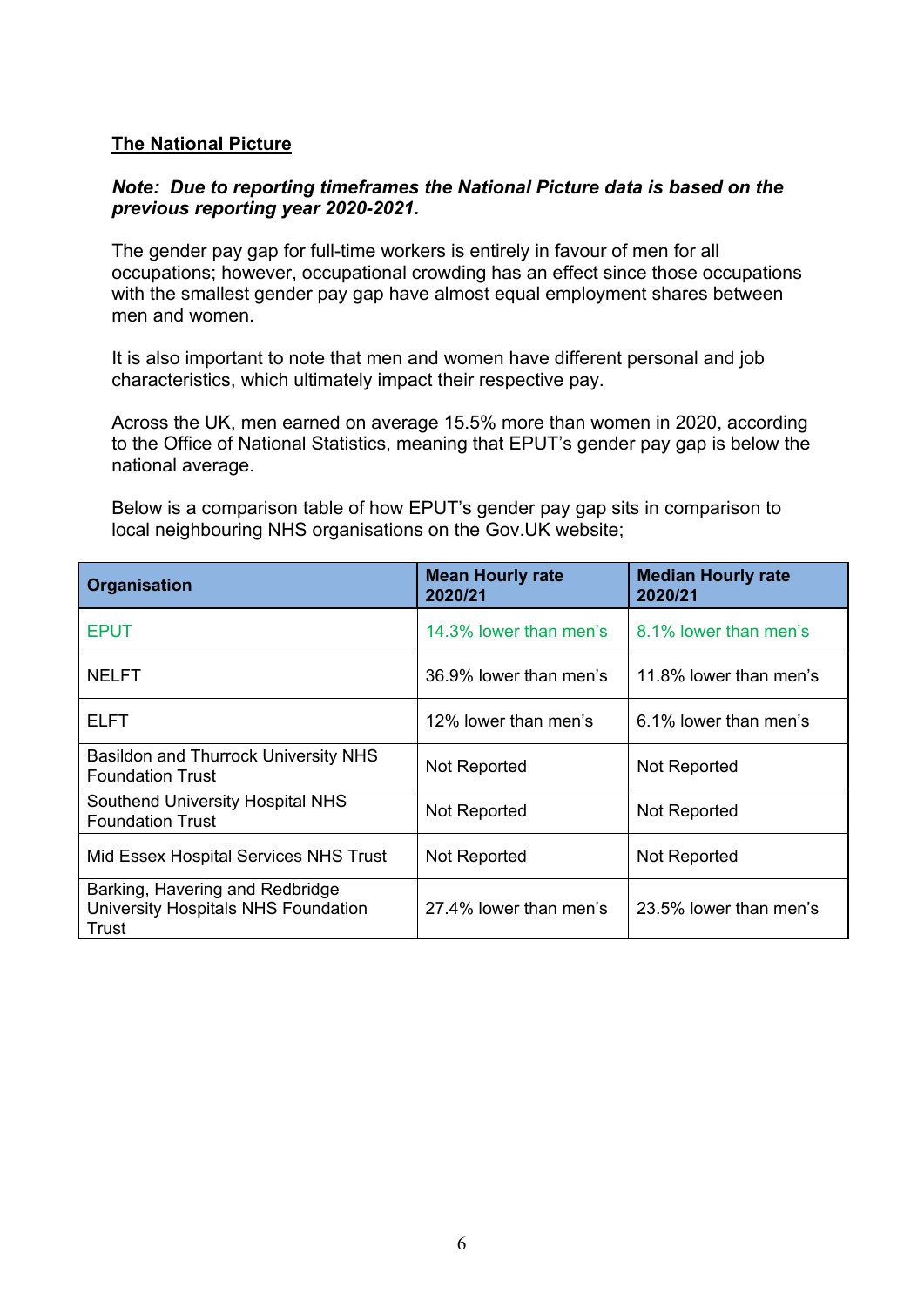## The National Picture

***Note: Due to reporting timeframes the National Picture data is based on the previous reporting year 2020-2021.***

The gender pay gap for full-time workers is entirely in favour of men for all occupations; however, occupational crowding has an effect since those occupations with the smallest gender pay gap have almost equal employment shares between men and women.

It is also important to note that men and women have different personal and job characteristics, which ultimately impact their respective pay.

Across the UK, men earned on average 15.5% more than women in 2020, according to the Office of National Statistics, meaning that EPUT's gender pay gap is below the national average.

Below is a comparison table of how EPUT's gender pay gap sits in comparison to local neighbouring NHS organisations on the Gov.UK website;

| Organisation | Mean Hourly rate 2020/21 | Median Hourly rate 2020/21 |
|---|---|---|
| EPUT | 14.3% lower than men's | 8.1% lower than men's |
| NELFT | 36.9% lower than men's | 11.8% lower than men's |
| ELFT | 12% lower than men's | 6.1% lower than men's |
| Basildon and Thurrock University NHS Foundation Trust | Not Reported | Not Reported |
| Southend University Hospital NHS Foundation Trust | Not Reported | Not Reported |
| Mid Essex Hospital Services NHS Trust | Not Reported | Not Reported |
| Barking, Havering and Redbridge University Hospitals NHS Foundation Trust | 27.4% lower than men's | 23.5% lower than men's |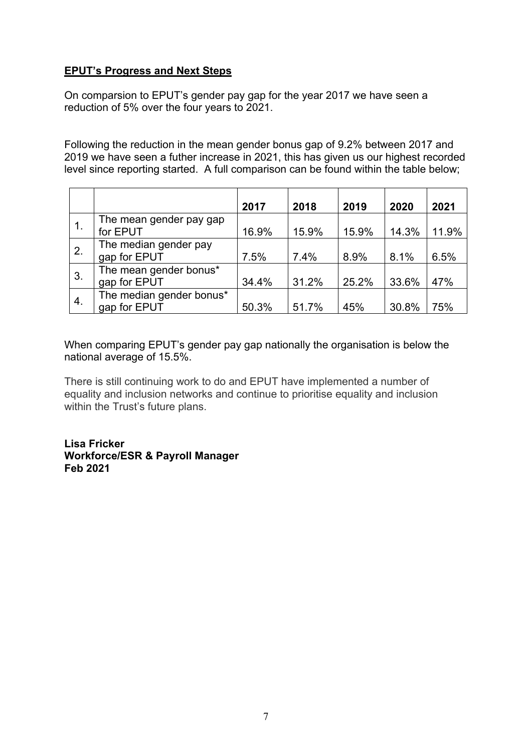**EPUT's Progress and Next Steps**

On comparsion to EPUT's gender pay gap for the year 2017 we have seen a reduction of 5% over the four years to 2021.

Following the reduction in the mean gender bonus gap of 9.2% between 2017 and 2019 we have seen a futher increase in 2021, this has given us our highest recorded level since reporting started. A full comparison can be found within the table below;

| | | 2017 | 2018 | 2019 | 2020 | 2021 |
|---|---|---|---|---|---|---|
| 1. | The mean gender pay gap for EPUT | 16.9% | 15.9% | 15.9% | 14.3% | 11.9% |
| 2. | The median gender pay gap for EPUT | 7.5% | 7.4% | 8.9% | 8.1% | 6.5% |
| 3. | The mean gender bonus* gap for EPUT | 34.4% | 31.2% | 25.2% | 33.6% | 47% |
| 4. | The median gender bonus* gap for EPUT | 50.3% | 51.7% | 45% | 30.8% | 75% |

When comparing EPUT's gender pay gap nationally the organisation is below the national average of 15.5%.

There is still continuing work to do and EPUT have implemented a number of equality and inclusion networks and continue to prioritise equality and inclusion within the Trust's future plans.

**Lisa Fricker**
**Workforce/ESR & Payroll Manager**
**Feb 2021**